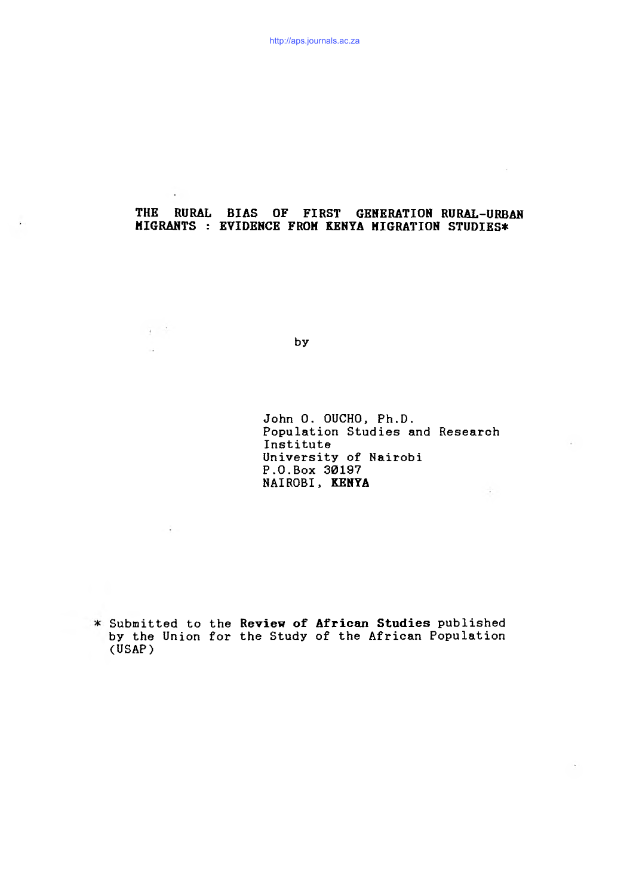# THE RURAL BIAS OF FIRST GENERATION RURAL-URBAN MIGRANTS : EVIDENCE FROM KENYA MIGRATION STUDIES*

by

John O. OUCHO, Ph.D.
Population Studies and Research Institute
University of Nairobi
P.O.Box 30197
NAIROBI, **KENYA**

\* Submitted to the **Review of African Studies** published by the Union for the Study of the African Population (USAP)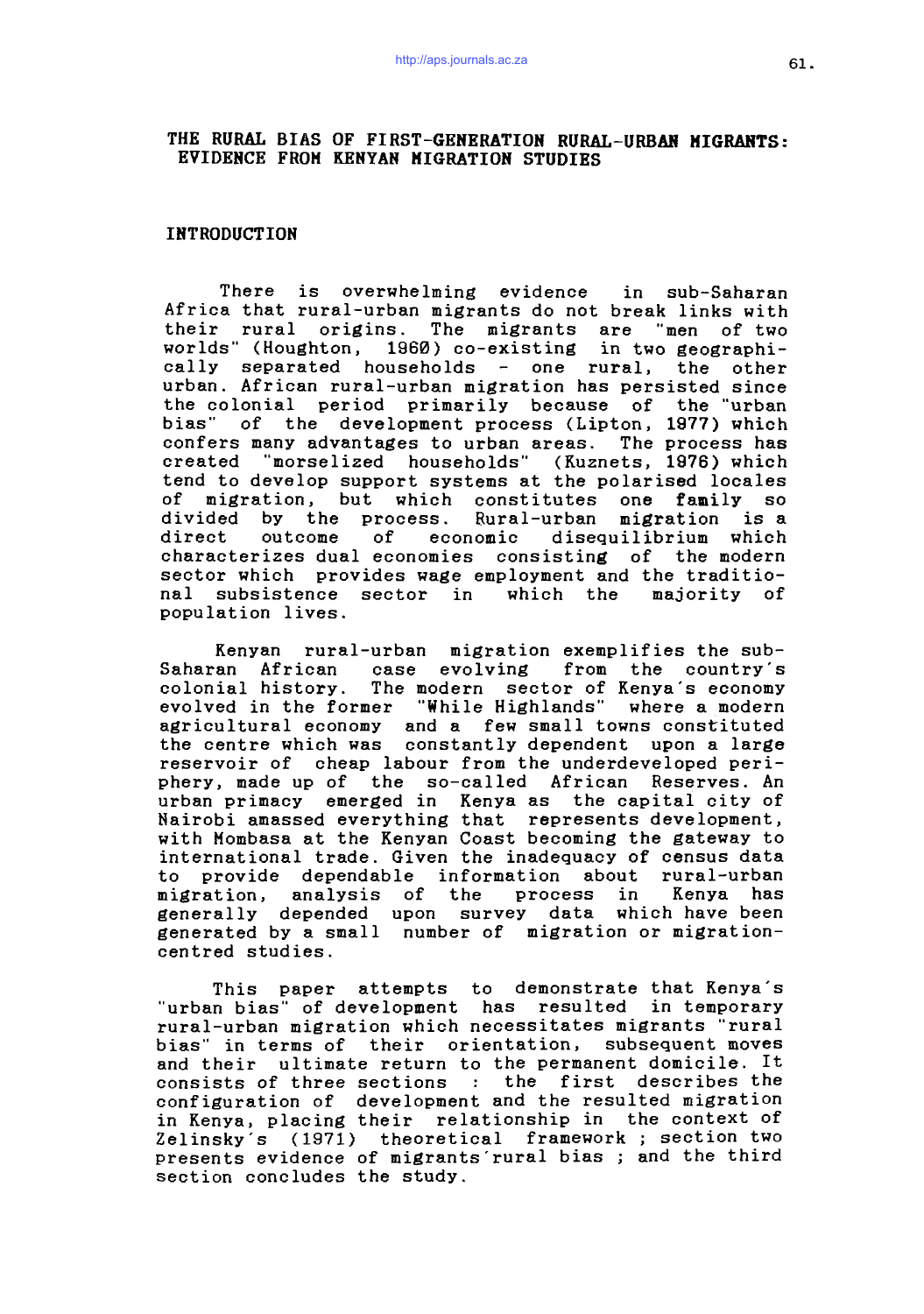# THE RURAL BIAS OF FIRST-GENERATION RURAL-URBAN MIGRANTS: EVIDENCE FROM KENYAN MIGRATION STUDIES

## INTRODUCTION

There is overwhelming evidence in sub-Saharan Africa that rural-urban migrants do not break links with their rural origins. The migrants are "men of two worlds" (Houghton, 1960) co-existing in two geographically separated households - one rural, the other urban. African rural-urban migration has persisted since the colonial period primarily because of the "urban bias" of the development process (Lipton, 1977) which confers many advantages to urban areas. The process has created "morselized households" (Kuznets, 1976) which tend to develop support systems at the polarised locales of migration, but which constitutes one family so divided by the process. Rural-urban migration is a direct outcome of economic disequilibrium which characterizes dual economies consisting of the modern sector which provides wage employment and the traditional subsistence sector in which the majority of population lives.

Kenyan rural-urban migration exemplifies the sub-Saharan African case evolving from the country's colonial history. The modern sector of Kenya's economy evolved in the former "While Highlands" where a modern agricultural economy and a few small towns constituted the centre which was constantly dependent upon a large reservoir of cheap labour from the underdeveloped periphery, made up of the so-called African Reserves. An urban primacy emerged in Kenya as the capital city of Nairobi amassed everything that represents development, with Mombasa at the Kenyan Coast becoming the gateway to international trade. Given the inadequacy of census data to provide dependable information about rural-urban migration, analysis of the process in Kenya has generally depended upon survey data which have been generated by a small number of migration or migration-centred studies.

This paper attempts to demonstrate that Kenya's "urban bias" of development has resulted in temporary rural-urban migration which necessitates migrants "rural bias" in terms of their orientation, subsequent moves and their ultimate return to the permanent domicile. It consists of three sections : the first describes the configuration of development and the resulted migration in Kenya, placing their relationship in the context of Zelinsky's (1971) theoretical framework ; section two presents evidence of migrants'rural bias ; and the third section concludes the study.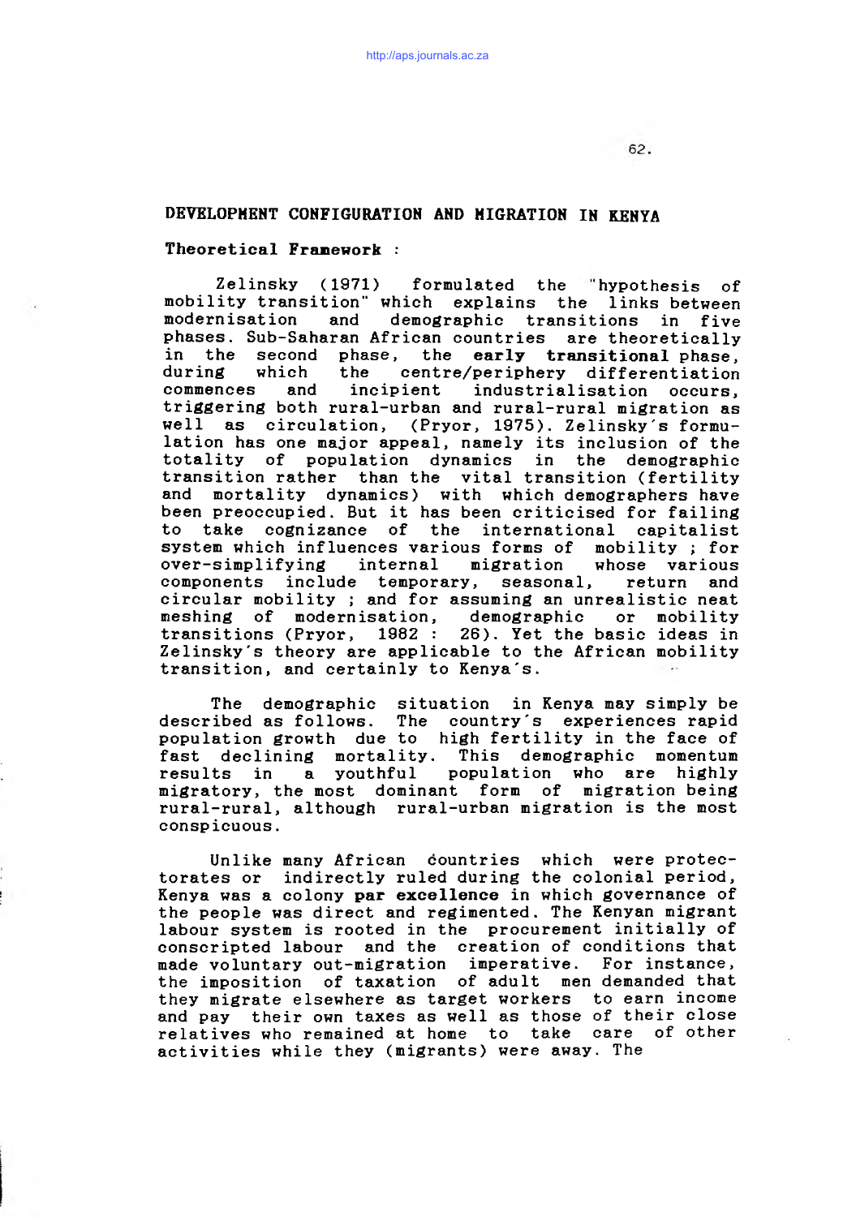## DEVELOPMENT CONFIGURATION AND MIGRATION IN KENYA

### Theoretical Framework :

Zelinsky (1971) formulated the "hypothesis of mobility transition" which explains the links between modernisation and demographic transitions in five phases. Sub-Saharan African countries are theoretically in the second phase, the **early transitional** phase, during which the centre/periphery differentiation commences and incipient industrialisation occurs, triggering both rural-urban and rural-rural migration as well as circulation, (Pryor, 1975). Zelinsky's formulation has one major appeal, namely its inclusion of the totality of population dynamics in the demographic transition rather than the vital transition (fertility and mortality dynamics) with which demographers have been preoccupied. But it has been criticised for failing to take cognizance of the international capitalist system which influences various forms of mobility ; for over-simplifying internal migration whose various components include temporary, seasonal, return and circular mobility ; and for assuming an unrealistic neat meshing of modernisation, demographic or mobility transitions (Pryor, 1982 : 26). Yet the basic ideas in Zelinsky's theory are applicable to the African mobility transition, and certainly to Kenya's.

The demographic situation in Kenya may simply be described as follows. The country's experiences rapid population growth due to high fertility in the face of fast declining mortality. This demographic momentum results in a youthful population who are highly migratory, the most dominant form of migration being rural-rural, although rural-urban migration is the most conspicuous.

Unlike many African countries which were protectorates or indirectly ruled during the colonial period, Kenya was a colony **par excellence** in which governance of the people was direct and regimented. The Kenyan migrant labour system is rooted in the procurement initially of conscripted labour and the creation of conditions that made voluntary out-migration imperative. For instance, the imposition of taxation of adult men demanded that they migrate elsewhere as target workers to earn income and pay their own taxes as well as those of their close relatives who remained at home to take care of other activities while they (migrants) were away. The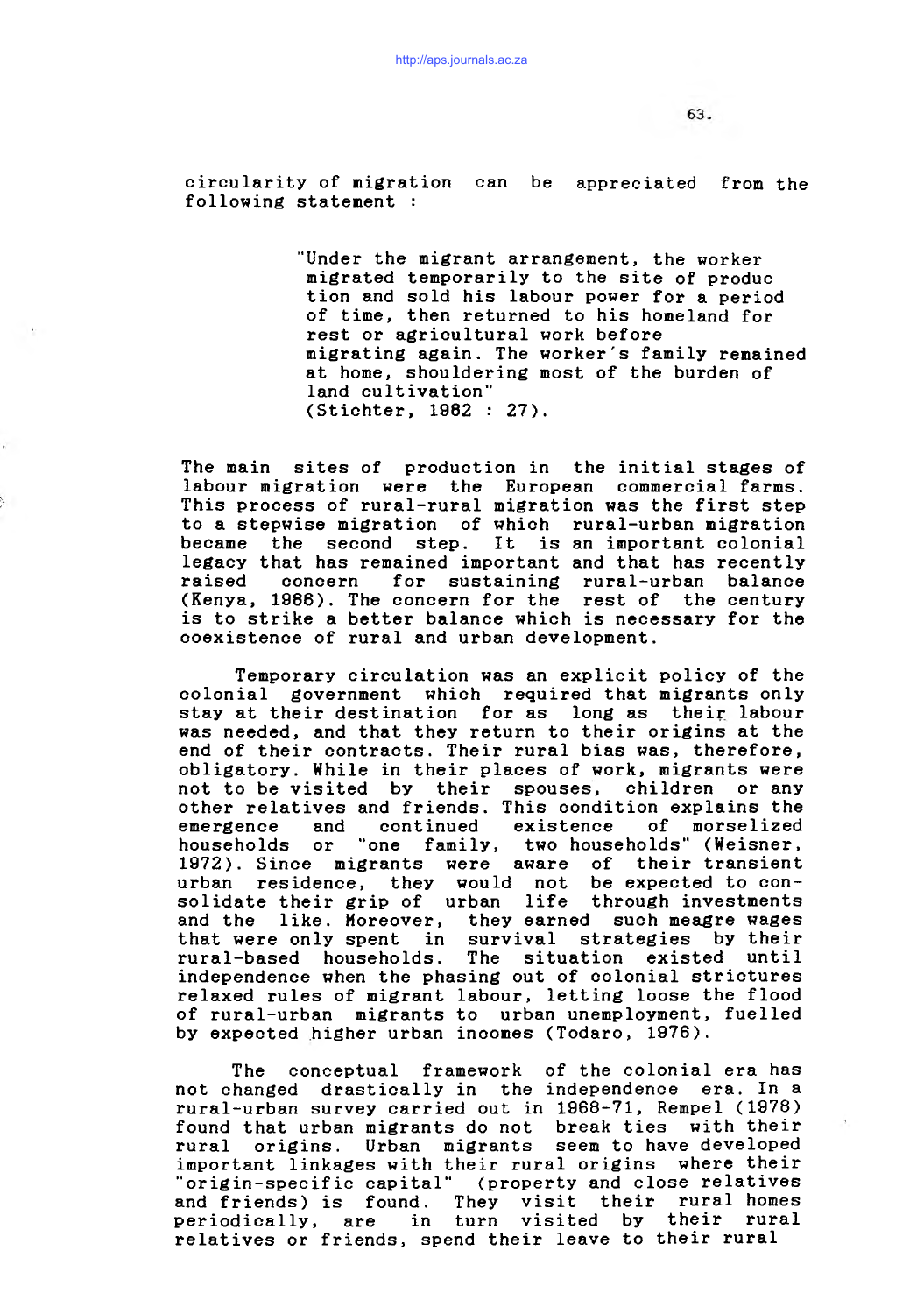circularity of migration can be appreciated from the following statement :

> "Under the migrant arrangement, the worker migrated temporarily to the site of production and sold his labour power for a period of time, then returned to his homeland for rest or agricultural work before migrating again. The worker's family remained at home, shouldering most of the burden of land cultivation" (Stichter, 1982 : 27).

The main sites of production in the initial stages of labour migration were the European commercial farms. This process of rural-rural migration was the first step to a stepwise migration of which rural-urban migration became the second step. It is an important colonial legacy that has remained important and that has recently raised concern for sustaining rural-urban balance (Kenya, 1986). The concern for the rest of the century is to strike a better balance which is necessary for the coexistence of rural and urban development.

Temporary circulation was an explicit policy of the colonial government which required that migrants only stay at their destination for as long as their labour was needed, and that they return to their origins at the end of their contracts. Their rural bias was, therefore, obligatory. While in their places of work, migrants were not to be visited by their spouses, children or any other relatives and friends. This condition explains the emergence and continued existence of morselized households or "one family, two households" (Weisner, 1972). Since migrants were aware of their transient urban residence, they would not be expected to consolidate their grip of urban life through investments and the like. Moreover, they earned such meagre wages that were only spent in survival strategies by their rural-based households. The situation existed until independence when the phasing out of colonial strictures relaxed rules of migrant labour, letting loose the flood of rural-urban migrants to urban unemployment, fuelled by expected higher urban incomes (Todaro, 1976).

The conceptual framework of the colonial era has not changed drastically in the independence era. In a rural-urban survey carried out in 1968-71, Rempel (1978) found that urban migrants do not break ties with their rural origins. Urban migrants seem to have developed important linkages with their rural origins where their "origin-specific capital" (property and close relatives and friends) is found. They visit their rural homes periodically, are in turn visited by their rural relatives or friends, spend their leave to their rural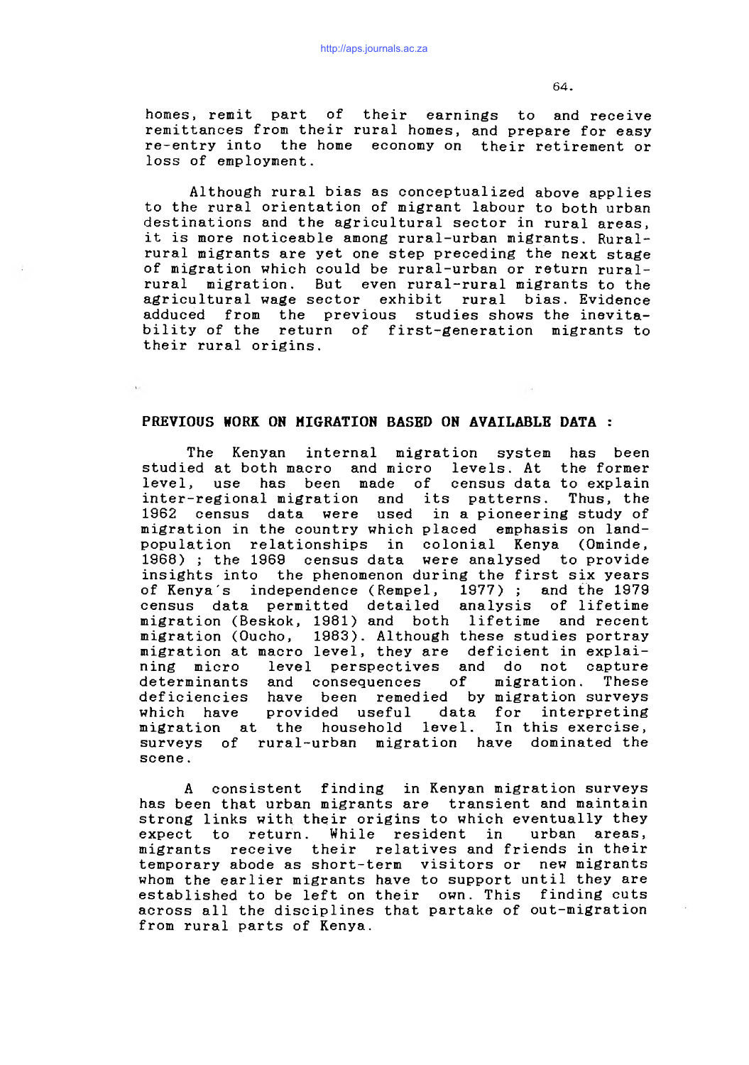homes, remit part of their earnings to and receive remittances from their rural homes, and prepare for easy re-entry into the home economy on their retirement or loss of employment.

Although rural bias as conceptualized above applies to the rural orientation of migrant labour to both urban destinations and the agricultural sector in rural areas, it is more noticeable among rural-urban migrants. Rural-rural migrants are yet one step preceding the next stage of migration which could be rural-urban or return rural-rural migration. But even rural-rural migrants to the agricultural wage sector exhibit rural bias. Evidence adduced from the previous studies shows the inevitability of the return of first-generation migrants to their rural origins.

## PREVIOUS WORK ON MIGRATION BASED ON AVAILABLE DATA :

The Kenyan internal migration system has been studied at both macro and micro levels. At the former level, use has been made of census data to explain inter-regional migration and its patterns. Thus, the 1962 census data were used in a pioneering study of migration in the country which placed emphasis on land-population relationships in colonial Kenya (Ominde, 1968) ; the 1969 census data were analysed to provide insights into the phenomenon during the first six years of Kenya's independence (Rempel, 1977) ; and the 1979 census data permitted detailed analysis of lifetime migration (Beskok, 1981) and both lifetime and recent migration (Oucho, 1983). Although these studies portray migration at macro level, they are deficient in explaining micro level perspectives and do not capture determinants and consequences of migration. These deficiencies have been remedied by migration surveys which have provided useful data for interpreting migration at the household level. In this exercise, surveys of rural-urban migration have dominated the scene.

A consistent finding in Kenyan migration surveys has been that urban migrants are transient and maintain strong links with their origins to which eventually they expect to return. While resident in urban areas, migrants receive their relatives and friends in their temporary abode as short-term visitors or new migrants whom the earlier migrants have to support until they are established to be left on their own. This finding cuts across all the disciplines that partake of out-migration from rural parts of Kenya.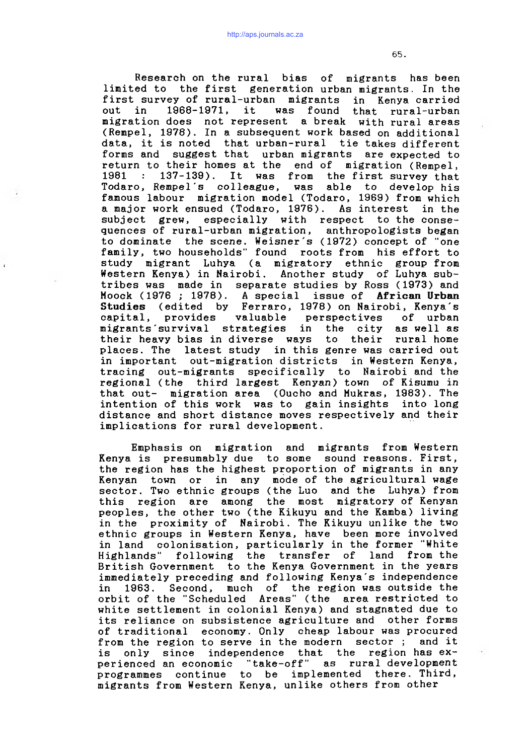Research on the rural bias of migrants has been limited to the first generation urban migrants. In the first survey of rural-urban migrants in Kenya carried out in 1968-1971, it was found that rural-urban migration does not represent a break with rural areas (Rempel, 1978). In a subsequent work based on additional data, it is noted that urban-rural tie takes different forms and suggest that urban migrants are expected to return to their homes at the end of migration (Rempel, 1981 : 137-139). It was from the first survey that Todaro, Rempel's colleague, was able to develop his famous labour migration model (Todaro, 1969) from which a major work ensued (Todaro, 1976). As interest in the subject grew, especially with respect to the consequences of rural-urban migration, anthropologists began to dominate the scene. Weisner's (1972) concept of "one family, two households" found roots from his effort to study migrant Luhya (a migratory ethnic group from Western Kenya) in Nairobi. Another study of Luhya sub-tribes was made in separate studies by Ross (1973) and Moock (1976 ; 1978). A special issue of **African Urban Studies** (edited by Ferraro, 1978) on Nairobi, Kenya's capital, provides valuable perspectives of urban migrants'survival strategies in the city as well as their heavy bias in diverse ways to their rural home places. The latest study in this genre was carried out in important out-migration districts in Western Kenya, tracing out-migrants specifically to Nairobi and the regional (the third largest Kenyan) town of Kisumu in that out- migration area (Oucho and Mukras, 1983). The intention of this work was to gain insights into long distance and short distance moves respectively and their implications for rural development.

Emphasis on migration and migrants from Western Kenya is presumably due to some sound reasons. First, the region has the highest proportion of migrants in any Kenyan town or in any mode of the agricultural wage sector. Two ethnic groups (the Luo and the Luhya) from this region are among the most migratory of Kenyan peoples, the other two (the Kikuyu and the Kamba) living in the proximity of Nairobi. The Kikuyu unlike the two ethnic groups in Western Kenya, have been more involved in land colonisation, particularly in the former "White Highlands" following the transfer of land from the British Government to the Kenya Government in the years immediately preceding and following Kenya's independence in 1963. Second, much of the region was outside the orbit of the "Scheduled Areas" (the area restricted to white settlement in colonial Kenya) and stagnated due to its reliance on subsistence agriculture and other forms of traditional economy. Only cheap labour was procured from the region to serve in the modern sector ; and it is only since independence that the region has experienced an economic "take-off" as rural development programmes continue to be implemented there. Third, migrants from Western Kenya, unlike others from other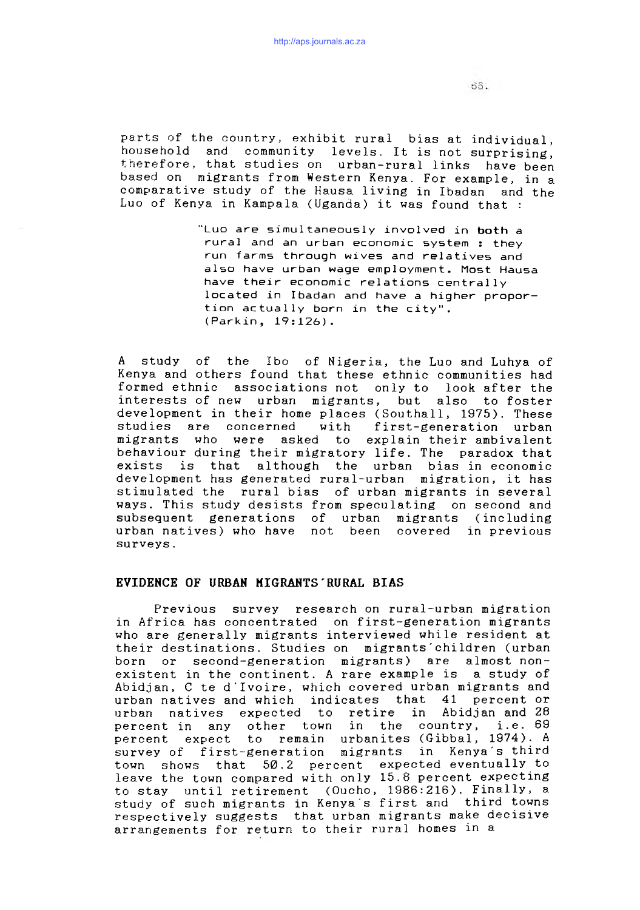parts of the country, exhibit rural bias at individual, household and community levels. It is not surprising, therefore, that studies on urban-rural links have been based on migrants from Western Kenya. For example, in a comparative study of the Hausa living in Ibadan and the Luo of Kenya in Kampala (Uganda) it was found that :

> "Luo are simultaneously involved in both a rural and an urban economic system : they run farms through wives and relatives and also have urban wage employment. Most Hausa have their economic relations centrally located in Ibadan and have a higher proportion actually born in the city". (Parkin, 19:126).

A study of the Ibo of Nigeria, the Luo and Luhya of Kenya and others found that these ethnic communities had formed ethnic associations not only to look after the interests of new urban migrants, but also to foster development in their home places (Southall, 1975). These studies are concerned with first-generation urban migrants who were asked to explain their ambivalent behaviour during their migratory life. The paradox that exists is that although the urban bias in economic development has generated rural-urban migration, it has stimulated the rural bias of urban migrants in several ways. This study desists from speculating on second and subsequent generations of urban migrants (including urban natives) who have not been covered in previous surveys.

## EVIDENCE OF URBAN MIGRANTS'RURAL BIAS

Previous survey research on rural-urban migration in Africa has concentrated on first-generation migrants who are generally migrants interviewed while resident at their destinations. Studies on migrants'children (urban born or second-generation migrants) are almost non-existent in the continent. A rare example is a study of Abidjan, C te d'Ivoire, which covered urban migrants and urban natives and which indicates that 41 percent or urban natives expected to retire in Abidjan and 28 percent in any other town in the country, i.e. 69 percent expect to remain urbanites (Gibbal, 1974). A survey of first-generation migrants in Kenya's third town shows that 50.2 percent expected eventually to leave the town compared with only 15.8 percent expecting to stay until retirement (Oucho, 1986:216). Finally, a study of such migrants in Kenya's first and third towns respectively suggests that urban migrants make decisive arrangements for return to their rural homes in a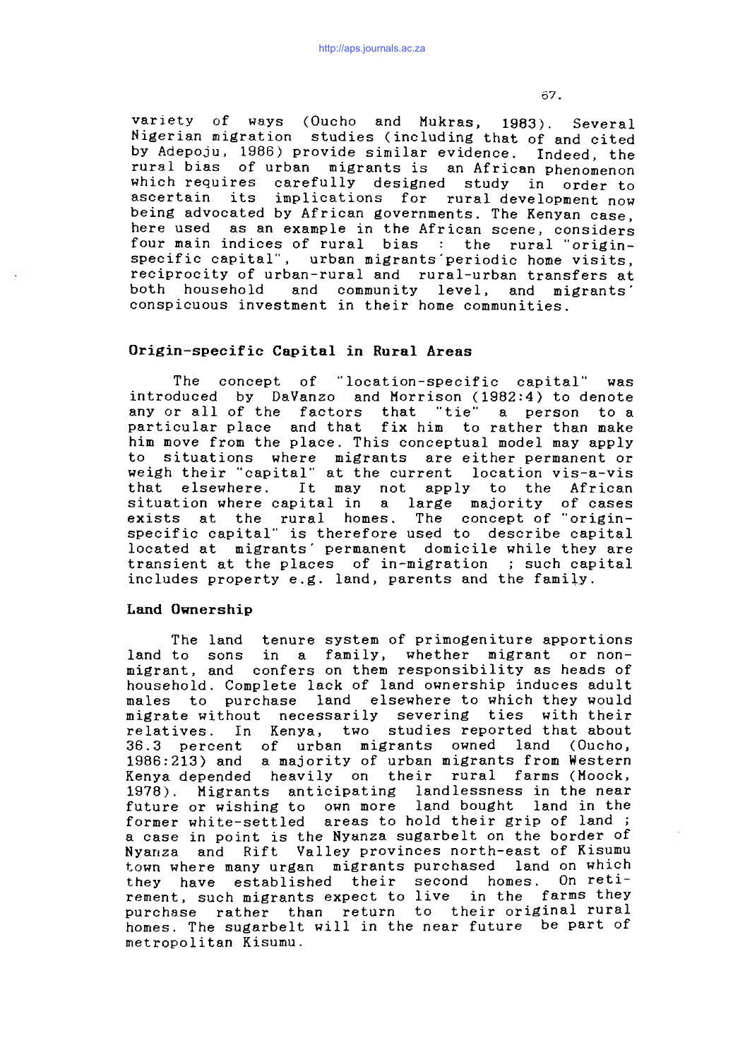variety of ways (Oucho and Mukras, 1983). Several Nigerian migration studies (including that of and cited by Adepoju, 1986) provide similar evidence. Indeed, the rural bias of urban migrants is an African phenomenon which requires carefully designed study in order to ascertain its implications for rural development now being advocated by African governments. The Kenyan case, here used as an example in the African scene, considers four main indices of rural bias : the rural "origin-specific capital", urban migrants´periodic home visits, reciprocity of urban-rural and rural-urban transfers at both household and community level, and migrants´ conspicuous investment in their home communities.

## Origin-specific Capital in Rural Areas

The concept of "location-specific capital" was introduced by DaVanzo and Morrison (1982:4) to denote any or all of the factors that "tie" a person to a particular place and that fix him to rather than make him move from the place. This conceptual model may apply to situations where migrants are either permanent or weigh their "capital" at the current location vis-a-vis that elsewhere. It may not apply to the African situation where capital in a large majority of cases exists at the rural homes. The concept of "origin-specific capital" is therefore used to describe capital located at migrants´ permanent domicile while they are transient at the places of in-migration ; such capital includes property e.g. land, parents and the family.

### Land Ownership

The land tenure system of primogeniture apportions land to sons in a family, whether migrant or non-migrant, and confers on them responsibility as heads of household. Complete lack of land ownership induces adult males to purchase land elsewhere to which they would migrate without necessarily severing ties with their relatives. In Kenya, two studies reported that about 36.3 percent of urban migrants owned land (Oucho, 1986:213) and a majority of urban migrants from Western Kenya depended heavily on their rural farms (Moock, 1978). Migrants anticipating landlessness in the near future or wishing to own more land bought land in the former white-settled areas to hold their grip of land ; a case in point is the Nyanza sugarbelt on the border of Nyanza and Rift Valley provinces north-east of Kisumu town where many urgan migrants purchased land on which they have established their second homes. On retirement, such migrants expect to live in the farms they purchase rather than return to their original rural homes. The sugarbelt will in the near future be part of metropolitan Kisumu.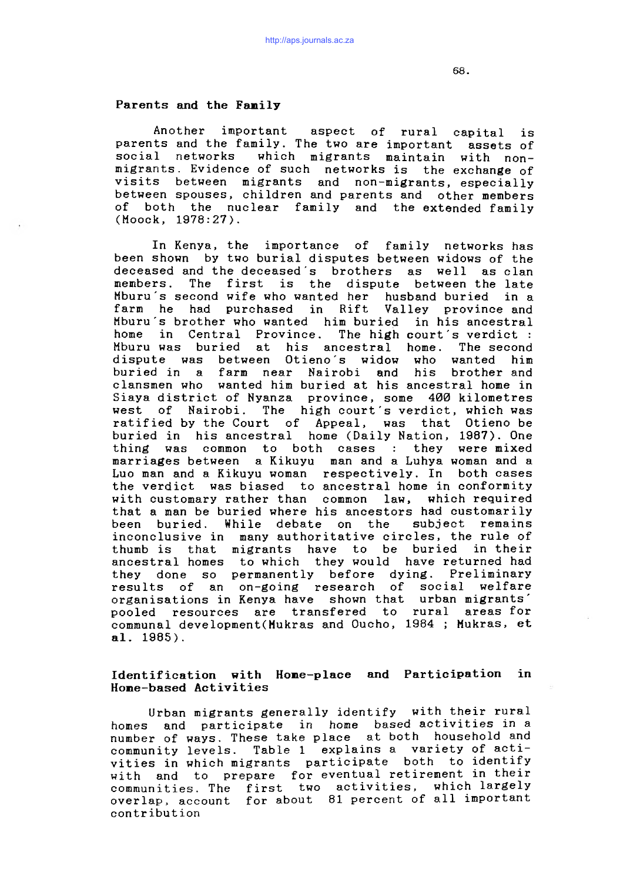## Parents and the Family

Another important aspect of rural capital is parents and the family. The two are important assets of social networks which migrants maintain with non-migrants. Evidence of such networks is the exchange of visits between migrants and non-migrants, especially between spouses, children and parents and other members of both the nuclear family and the extended family (Moock, 1978:27).

In Kenya, the importance of family networks has been shown by two burial disputes between widows of the deceased and the deceased's brothers as well as clan members. The first is the dispute between the late Mburu's second wife who wanted her husband buried in a farm he had purchased in Rift Valley province and Mburu's brother who wanted him buried in his ancestral home in Central Province. The high court's verdict : Mburu was buried at his ancestral home. The second dispute was between Otieno's widow who wanted him buried in a farm near Nairobi and his brother and clansmen who wanted him buried at his ancestral home in Siaya district of Nyanza province, some 400 kilometres west of Nairobi. The high court's verdict, which was ratified by the Court of Appeal, was that Otieno be buried in his ancestral home (Daily Nation, 1987). One thing was common to both cases : they were mixed marriages between a Kikuyu man and a Luhya woman and a Luo man and a Kikuyu woman respectively. In both cases the verdict was biased to ancestral home in conformity with customary rather than common law, which required that a man be buried where his ancestors had customarily been buried. While debate on the subject remains inconclusive in many authoritative circles, the rule of thumb is that migrants have to be buried in their ancestral homes to which they would have returned had they done so permanently before dying. Preliminary results of an on-going research of social welfare organisations in Kenya have shown that urban migrants' pooled resources are transfered to rural areas for communal development(Mukras and Oucho, 1984 ; Mukras, et **al.** 1985).

## Identification with Home-place and Participation in Home-based Activities

Urban migrants generally identify with their rural homes and participate in home based activities in a number of ways. These take place at both household and community levels. Table 1 explains a variety of activities in which migrants participate both to identify with and to prepare for eventual retirement in their communities. The first two activities, which largely overlap, account for about 81 percent of all important contribution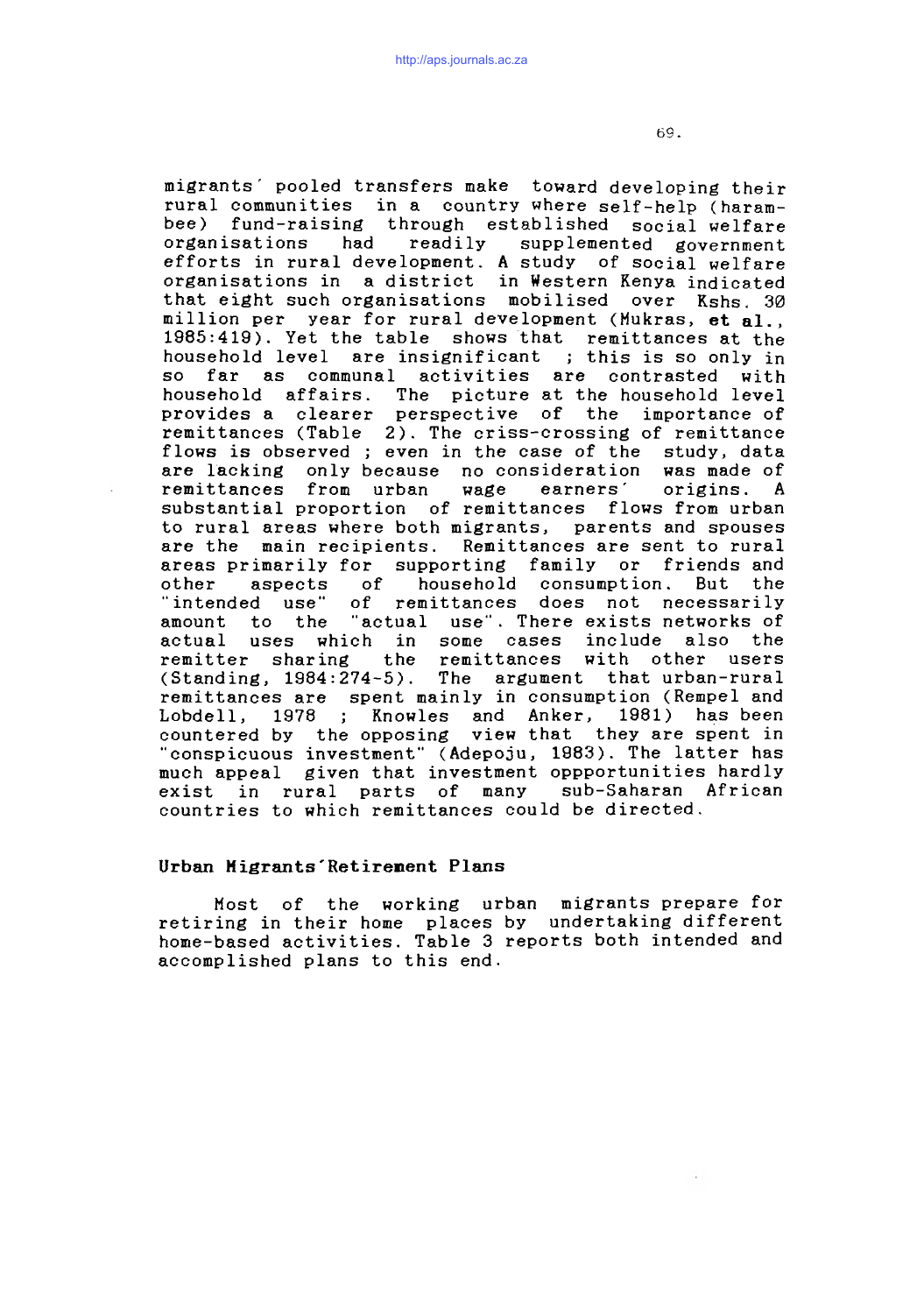migrants' pooled transfers make toward developing their rural communities in a country where self-help (harambee) fund-raising through established social welfare organisations had readily supplemented government efforts in rural development. A study of social welfare organisations in a district in Western Kenya indicated that eight such organisations mobilised over Kshs. 30 million per year for rural development (Mukras, **et al.**, 1985:419). Yet the table shows that remittances at the household level are insignificant ; this is so only in so far as communal activities are contrasted with household affairs. The picture at the household level provides a clearer perspective of the importance of remittances (Table 2). The criss-crossing of remittance flows is observed ; even in the case of the study, data are lacking only because no consideration was made of remittances from urban wage earners' origins. A substantial proportion of remittances flows from urban to rural areas where both migrants, parents and spouses are the main recipients. Remittances are sent to rural areas primarily for supporting family or friends and other aspects of household consumption. But the "intended use" of remittances does not necessarily amount to the "actual use". There exists networks of actual uses which in some cases include also the remitter sharing the remittances with other users (Standing, 1984:274-5). The argument that urban-rural remittances are spent mainly in consumption (Rempel and Lobdell, 1978 ; Knowles and Anker, 1981) has been countered by the opposing view that they are spent in "conspicuous investment" (Adepoju, 1983). The latter has much appeal given that investment oppportunities hardly exist in rural parts of many sub-Saharan African countries to which remittances could be directed.

## Urban Migrants'Retirement Plans

Most of the working urban migrants prepare for retiring in their home places by undertaking different home-based activities. Table 3 reports both intended and accomplished plans to this end.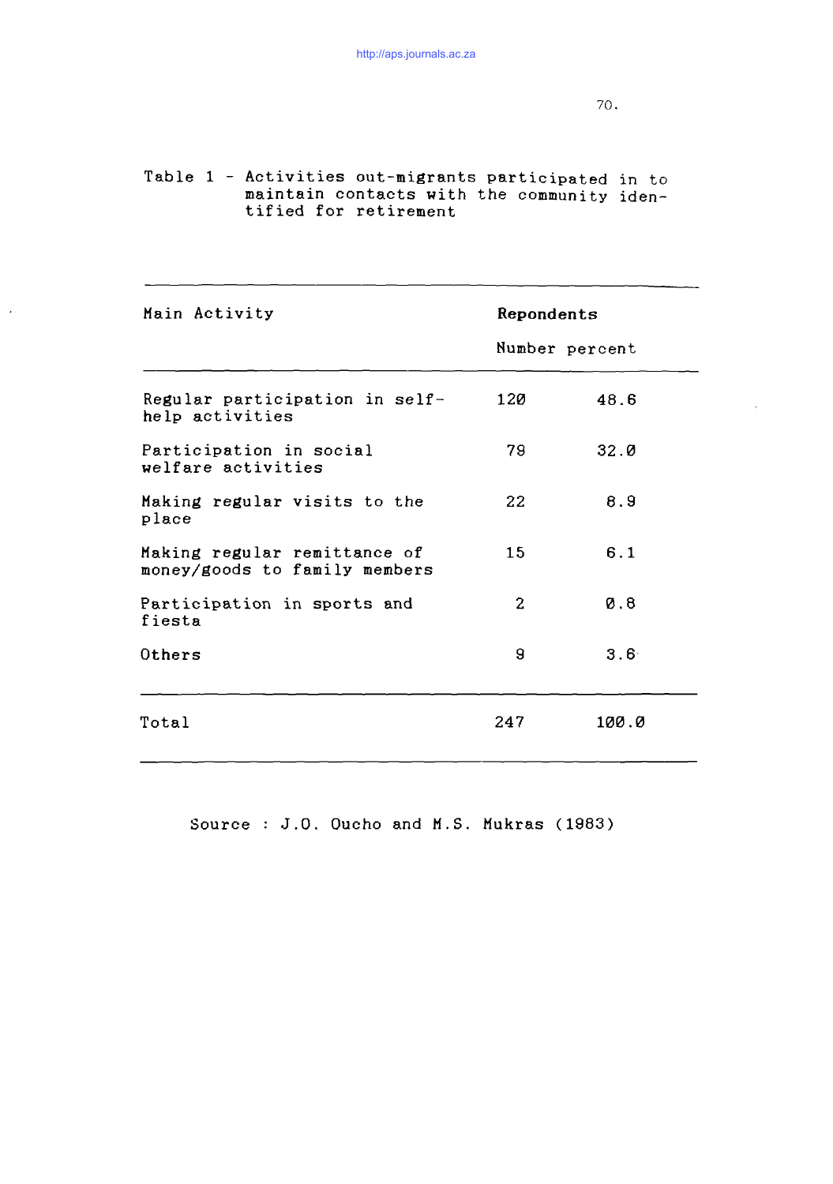Table 1 - Activities out-migrants participated in to maintain contacts with the community identified for retirement

| Main Activity | Repondents | |
|---|---|---|
| | Number | percent |
| Regular participation in self-help activities | 120 | 48.6 |
| Participation in social welfare activities | 79 | 32.0 |
| Making regular visits to the place | 22 | 8.9 |
| Making regular remittance of money/goods to family members | 15 | 6.1 |
| Participation in sports and fiesta | 2 | 0.8 |
| Others | 9 | 3.6 |
| Total | 247 | 100.0 |

Source : J.O. Oucho and M.S. Mukras (1983)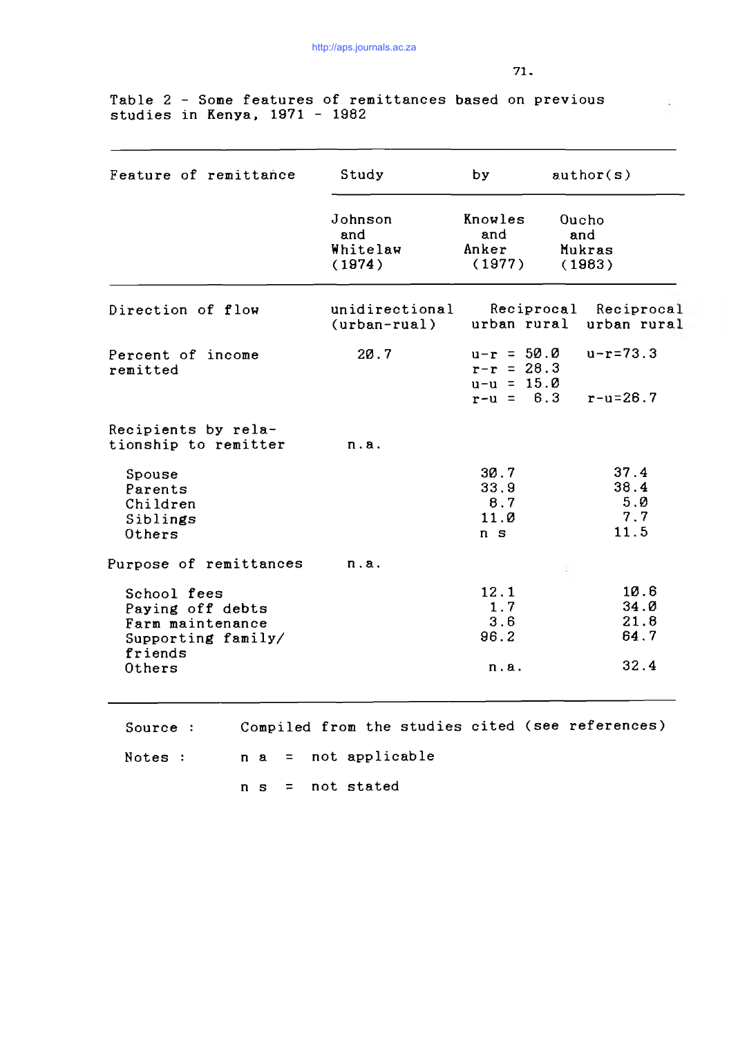Table 2 - Some features of remittances based on previous studies in Kenya, 1971 - 1982

| Feature of remittance | Study by author(s) | | |
|---|---|---|---|
| | Johnson and Whitelaw (1974) | Knowles and Anker (1977) | Oucho and Mukras (1983) |
| Direction of flow | unidirectional (urban-rual) | Reciprocal urban rural | Reciprocal urban rural |
| Percent of income remitted | 20.7 | u-r = 50.0<br>r-r = 28.3<br>u-u = 15.0<br>r-u = 6.3 | u-r=73.3<br><br><br>r-u=26.7 |
| Recipients by relationship to remitter | n.a. | | |
| Spouse | | 30.7 | 37.4 |
| Parents | | 33.9 | 38.4 |
| Children | | 8.7 | 5.0 |
| Siblings | | 11.0 | 7.7 |
| Others | | n s | 11.5 |
| Purpose of remittances | n.a. | | |
| School fees | | 12.1 | 10.6 |
| Paying off debts | | 1.7 | 34.0 |
| Farm maintenance | | 3.6 | 21.8 |
| Supporting family/ friends | | 96.2 | 64.7 |
| Others | | n.a. | 32.4 |

Source : Compiled from the studies cited (see references)

Notes : n a = not applicable

n s = not stated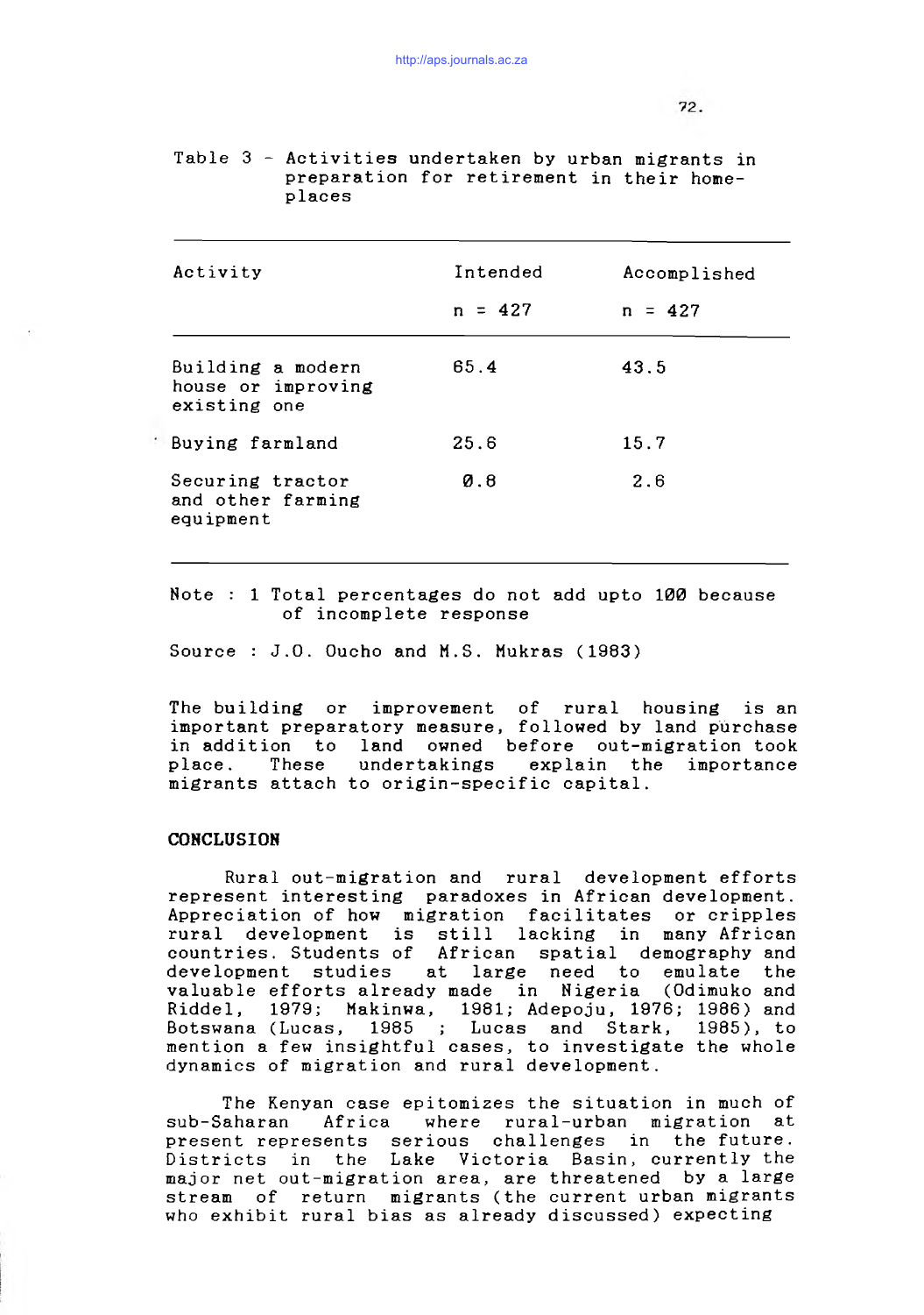Table 3 - Activities undertaken by urban migrants in preparation for retirement in their home-places

| Activity | Intended n = 427 | Accomplished n = 427 |
|---|---|---|
| Building a modern house or improving existing one | 65.4 | 43.5 |
| Buying farmland | 25.6 | 15.7 |
| Securing tractor and other farming equipment | 0.8 | 2.6 |

Note : 1 Total percentages do not add upto 100 because of incomplete response

Source : J.O. Oucho and M.S. Mukras (1983)

The building or improvement of rural housing is an important preparatory measure, followed by land purchase in addition to land owned before out-migration took place. These undertakings explain the importance migrants attach to origin-specific capital.

## CONCLUSION

Rural out-migration and rural development efforts represent interesting paradoxes in African development. Appreciation of how migration facilitates or cripples rural development is still lacking in many African countries. Students of African spatial demography and development studies at large need to emulate the valuable efforts already made in Nigeria (Odimuko and Riddel, 1979; Makinwa, 1981; Adepoju, 1976; 1986) and Botswana (Lucas, 1985 ; Lucas and Stark, 1985), to mention a few insightful cases, to investigate the whole dynamics of migration and rural development.

The Kenyan case epitomizes the situation in much of sub-Saharan Africa where rural-urban migration at present represents serious challenges in the future. Districts in the Lake Victoria Basin, currently the major net out-migration area, are threatened by a large stream of return migrants (the current urban migrants who exhibit rural bias as already discussed) expecting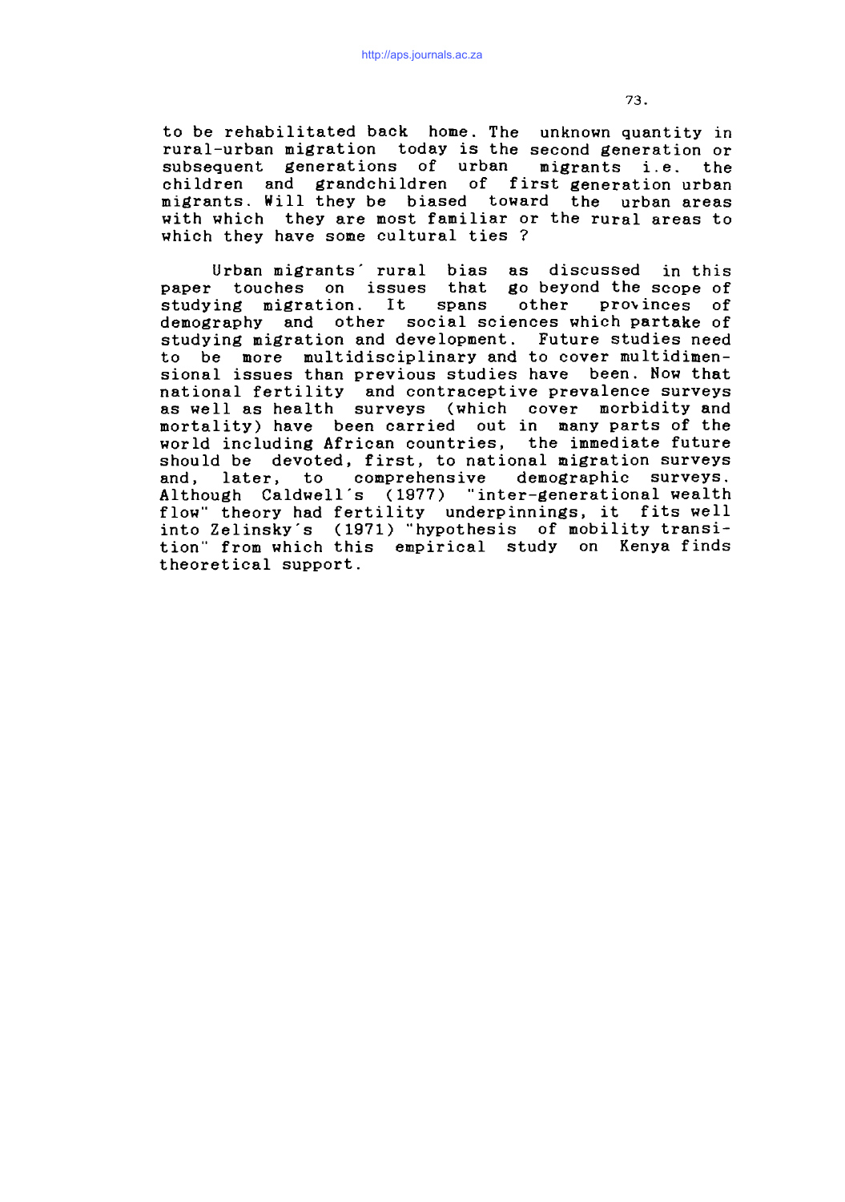to be rehabilitated back home. The unknown quantity in rural-urban migration today is the second generation or subsequent generations of urban migrants i.e. the children and grandchildren of first generation urban migrants. Will they be biased toward the urban areas with which they are most familiar or the rural areas to which they have some cultural ties ?

Urban migrants´ rural bias as discussed in this paper touches on issues that go beyond the scope of studying migration. It spans other provinces of demography and other social sciences which partake of studying migration and development. Future studies need to be more multidisciplinary and to cover multidimensional issues than previous studies have been. Now that national fertility and contraceptive prevalence surveys as well as health surveys (which cover morbidity and mortality) have been carried out in many parts of the world including African countries, the immediate future should be devoted, first, to national migration surveys and, later, to comprehensive demographic surveys. Although Caldwell´s (1977) "inter-generational wealth flow" theory had fertility underpinnings, it fits well into Zelinsky´s (1971) "hypothesis of mobility transition" from which this empirical study on Kenya finds theoretical support.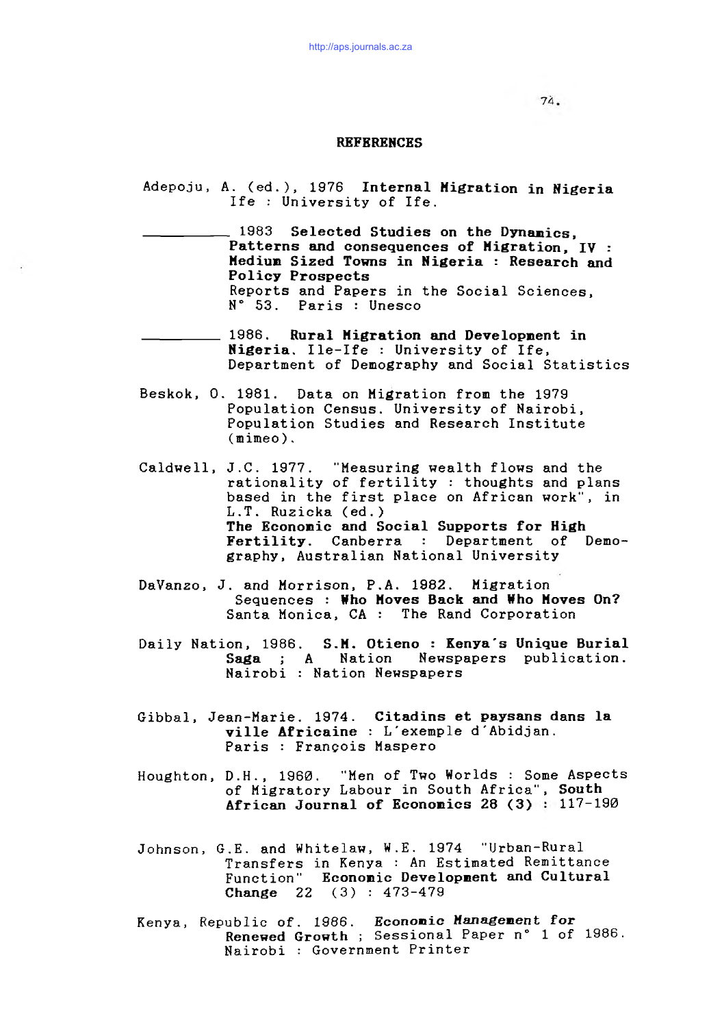## REFERENCES

Adepoju, A. (ed.), 1976 **Internal Migration in Nigeria** Ife : University of Ife.

\_\_\_\_\_\_\_\_\_\_ 1983 **Selected Studies on the Dynamics, Patterns and consequences of Migration, IV : Medium Sized Towns in Nigeria : Research and Policy Prospects** Reports and Papers in the Social Sciences, N° 53. Paris : Unesco

\_\_\_\_\_\_\_\_\_\_ 1986. **Rural Migration and Development in Nigeria**. Ile-Ife : University of Ife, Department of Demography and Social Statistics

Beskok, O. 1981. Data on Migration from the 1979 Population Census. University of Nairobi, Population Studies and Research Institute (mimeo).

Caldwell, J.C. 1977. "Measuring wealth flows and the rationality of fertility : thoughts and plans based in the first place on African work", in L.T. Ruzicka (ed.) **The Economic and Social Supports for High Fertility**. Canberra : Department of Demography, Australian National University

DaVanzo, J. and Morrison, P.A. 1982. Migration Sequences : **Who Moves Back and Who Moves On?** Santa Monica, CA : The Rand Corporation

Daily Nation, 1986. **S.M. Otieno : Kenya's Unique Burial Saga** ; A Nation Newspapers publication. Nairobi : Nation Newspapers

Gibbal, Jean-Marie. 1974. **Citadins et paysans dans la ville Africaine** : L'exemple d'Abidjan. Paris : François Maspero

Houghton, D.H., 1960. "Men of Two Worlds : Some Aspects of Migratory Labour in South Africa", **South African Journal of Economics 28 (3)** : 117-190

Johnson, G.E. and Whitelaw, W.E. 1974 "Urban-Rural Transfers in Kenya : An Estimated Remittance Function" **Economic Development and Cultural Change** 22 (3) : 473-479

Kenya, Republic of. 1986. **Economic Management for Renewed Growth** ; Sessional Paper n° 1 of 1986. Nairobi : Government Printer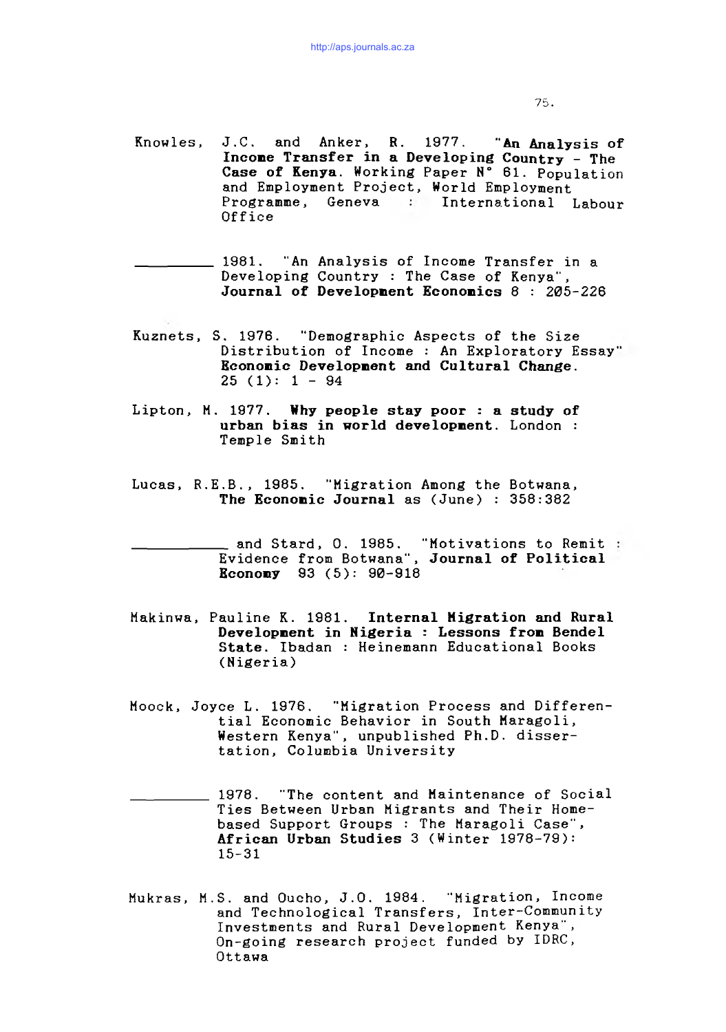Knowles, J.C. and Anker, R. 1977. "**An Analysis of Income Transfer in a Developing Country - The Case of Kenya**. Working Paper N° 61. Population and Employment Project, World Employment Programme, Geneva : International Labour Office

_________ 1981. "An Analysis of Income Transfer in a Developing Country : The Case of Kenya", **Journal of Development Economics** 8 : 205-226

Kuznets, S. 1976. "Demographic Aspects of the Size Distribution of Income : An Exploratory Essay" **Economic Development and Cultural Change**. 25 (1): 1 - 94

Lipton, M. 1977. **Why people stay poor : a study of urban bias in world development**. London : Temple Smith

Lucas, R.E.B., 1985. "Migration Among the Botwana, **The Economic Journal** as (June) : 358:382

___________ and Stard, O. 1985. "Motivations to Remit : Evidence from Botwana", **Journal of Political Economy** 93 (5): 90-918

Makinwa, Pauline K. 1981. **Internal Migration and Rural Development in Nigeria : Lessons from Bendel State**. Ibadan : Heinemann Educational Books (Nigeria)

Moock, Joyce L. 1976. "Migration Process and Differential Economic Behavior in South Maragoli, Western Kenya", unpublished Ph.D. dissertation, Columbia University

_________ 1978. "The content and Maintenance of Social Ties Between Urban Migrants and Their Home-based Support Groups : The Maragoli Case", **African Urban Studies** 3 (Winter 1978-79): 15-31

Mukras, M.S. and Oucho, J.O. 1984. "Migration, Income and Technological Transfers, Inter-Community Investments and Rural Development Kenya", On-going research project funded by IDRC, Ottawa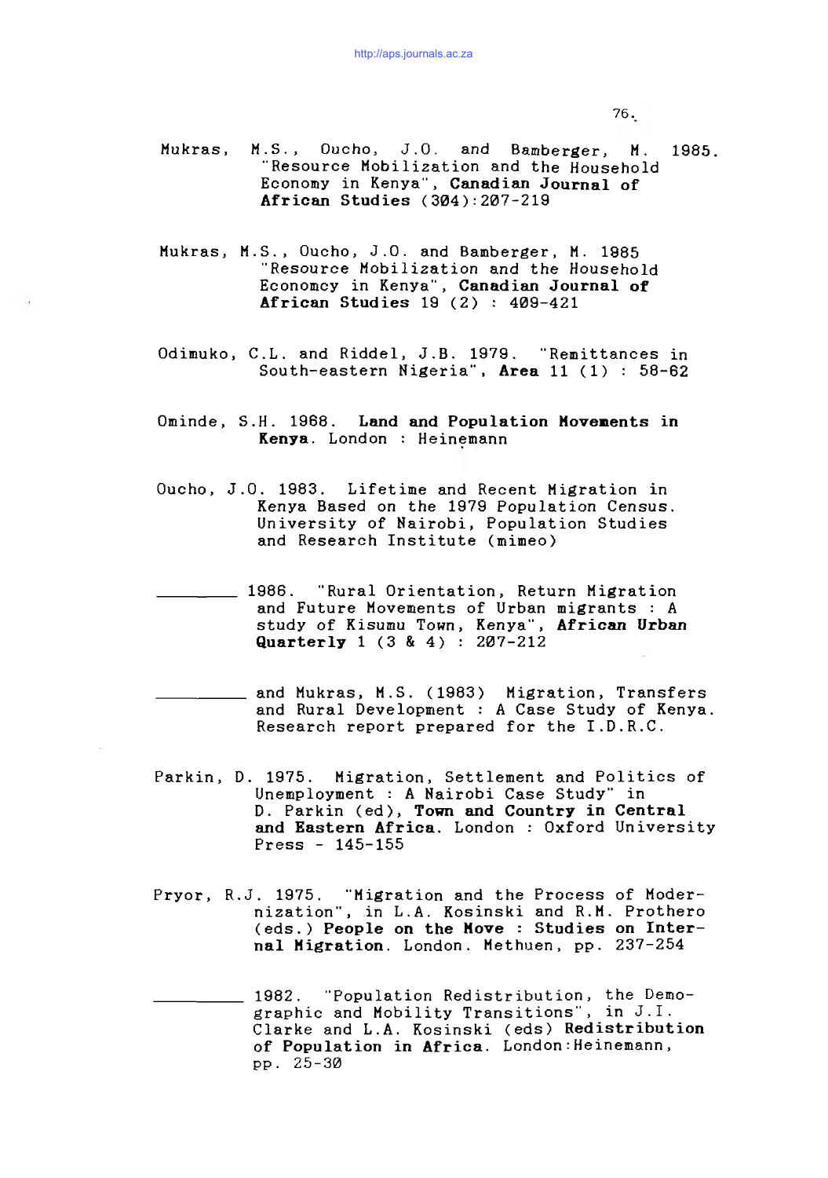Mukras, M.S., Oucho, J.O. and Bamberger, M. 1985. "Resource Mobilization and the Household Economy in Kenya", **Canadian Journal of African Studies** (304):207-219

Mukras, M.S., Oucho, J.O. and Bamberger, M. 1985 "Resource Mobilization and the Household Economcy in Kenya", **Canadian Journal of African Studies** 19 (2) : 409-421

Odimuko, C.L. and Riddel, J.B. 1979. "Remittances in South-eastern Nigeria", **Area** 11 (1) : 58-62

Ominde, S.H. 1968. **Land and Population Movements in Kenya**. London : Heinemann

Oucho, J.O. 1983. Lifetime and Recent Migration in Kenya Based on the 1979 Population Census. University of Nairobi, Population Studies and Research Institute (mimeo)

________ 1986. "Rural Orientation, Return Migration and Future Movements of Urban migrants : A study of Kisumu Town, Kenya", **African Urban Quarterly** 1 (3 & 4) : 207-212

________ and Mukras, M.S. (1983) Migration, Transfers and Rural Development : A Case Study of Kenya. Research report prepared for the I.D.R.C.

Parkin, D. 1975. Migration, Settlement and Politics of Unemployment : A Nairobi Case Study" in D. Parkin (ed), **Town and Country in Central and Eastern Africa**. London : Oxford University Press - 145-155

Pryor, R.J. 1975. "Migration and the Process of Modernization", in L.A. Kosinski and R.M. Prothero (eds.) **People on the Move : Studies on Internal Migration**. London. Methuen, pp. 237-254

________ 1982. "Population Redistribution, the Demographic and Mobility Transitions", in J.I. Clarke and L.A. Kosinski (eds) **Redistribution of Population in Africa**. London:Heinemann, pp. 25-30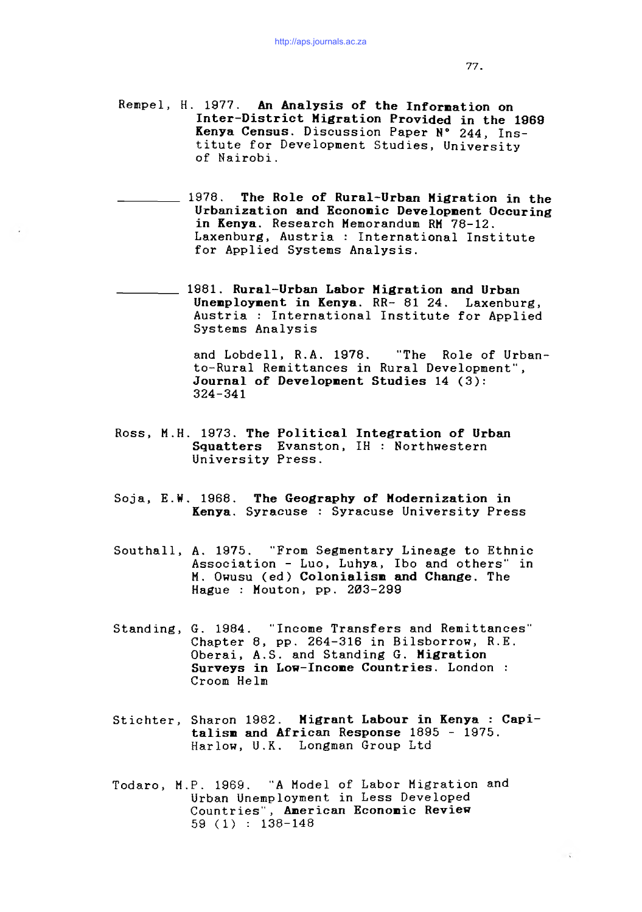Rempel, H. 1977. **An Analysis of the Information on Inter-District Migration Provided in the 1969 Kenya Census**. Discussion Paper N° 244, Institute for Development Studies, University of Nairobi.

________ 1978. **The Role of Rural-Urban Migration in the Urbanization and Economic Development Occuring in Kenya**. Research Memorandum RM 78-12. Laxenburg, Austria : International Institute for Applied Systems Analysis.

________ 1981. **Rural-Urban Labor Migration and Urban Unemployment in Kenya**. RR- 81 24. Laxenburg, Austria : International Institute for Applied Systems Analysis

and Lobdell, R.A. 1978. "The Role of Urban-to-Rural Remittances in Rural Development", **Journal of Development Studies** 14 (3): 324-341

Ross, M.H. 1973. **The Political Integration of Urban Squatters** Evanston, IH : Northwestern University Press.

Soja, E.W. 1968. **The Geography of Modernization in Kenya**. Syracuse : Syracuse University Press

Southall, A. 1975. "From Segmentary Lineage to Ethnic Association - Luo, Luhya, Ibo and others" in M. Owusu (ed) **Colonialism and Change**. The Hague : Mouton, pp. 203-299

Standing, G. 1984. "Income Transfers and Remittances" Chapter 8, pp. 264-316 in Bilsborrow, R.E. Oberai, A.S. and Standing G. **Migration Surveys in Low-Income Countries**. London : Croom Helm

Stichter, Sharon 1982. **Migrant Labour in Kenya : Capitalism and African Response** 1895 - 1975. Harlow, U.K. Longman Group Ltd

Todaro, M.P. 1969. "A Model of Labor Migration and Urban Unemployment in Less Developed Countries", **American Economic Review** 59 (1) : 138-148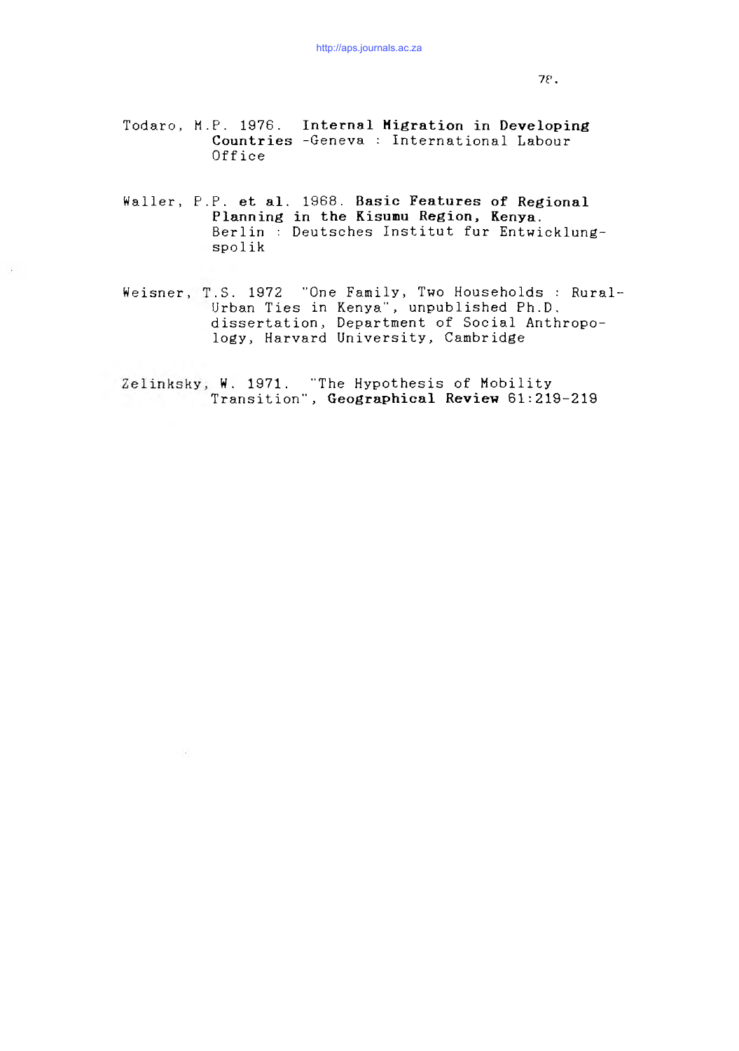Todaro, M.P. 1976. **Internal Migration in Developing Countries** -Geneva : International Labour Office

Waller, P.P. **et al**. 1968. **Basic Features of Regional Planning in the Kisumu Region, Kenya.** Berlin : Deutsches Institut fur Entwicklungspolik

Weisner, T.S. 1972 "One Family, Two Households : Rural-Urban Ties in Kenya", unpublished Ph.D. dissertation, Department of Social Anthropology, Harvard University, Cambridge

Zelinksky, W. 1971. "The Hypothesis of Mobility Transition", **Geographical Review** 61:219-219